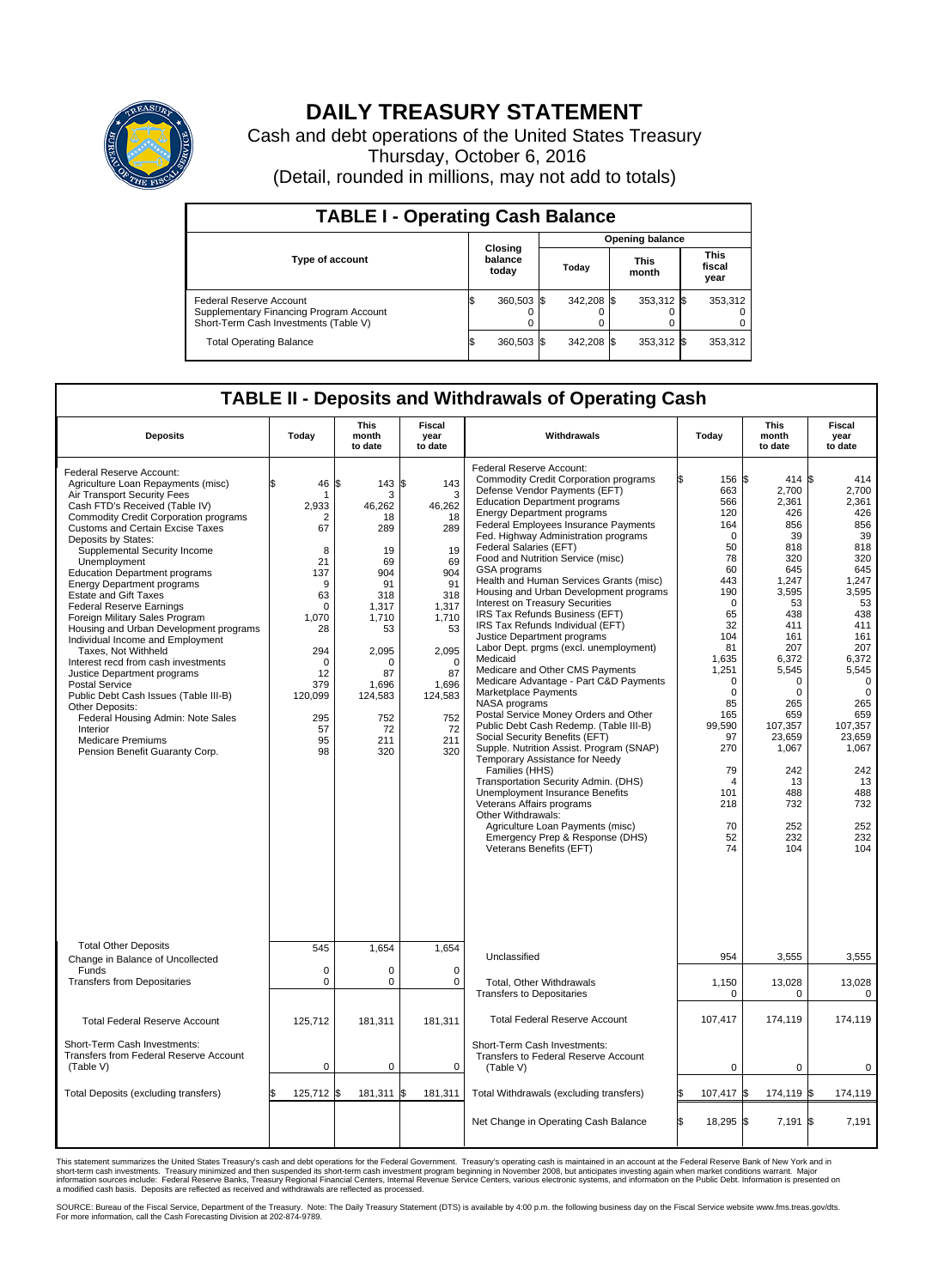# DAILY TREASURY STATEMENT

Cash and debt operations of the United States Treasury

Thursday, October 6, 2016

(Detail, rounded in millions, may not add to totals)

## TABLE I - Operating Cash Balance

| Type of account | Closing balance today | Opening balance Today | Opening balance This month | Opening balance This fiscal year |
|---|---|---|---|---|
| Federal Reserve Account | $ 360,503 | $ 342,208 | $ 353,312 | $ 353,312 |
| Supplementary Financing Program Account | 0 | 0 | 0 | 0 |
| Short-Term Cash Investments (Table V) | 0 | 0 | 0 | 0 |
| Total Operating Balance | $ 360,503 | $ 342,208 | $ 353,312 | $ 353,312 |

## TABLE II - Deposits and Withdrawals of Operating Cash

| Deposits | Today | This month to date | Fiscal year to date | Withdrawals | Today | This month to date | Fiscal year to date |
|---|---|---|---|---|---|---|---|
| Federal Reserve Account: | | | | Federal Reserve Account: | | | |
| Agriculture Loan Repayments (misc) | $ 46 | $ 143 | $ 143 | Commodity Credit Corporation programs | $ 156 | $ 414 | $ 414 |
| Air Transport Security Fees | 1 | 3 | 3 | Defense Vendor Payments (EFT) | 663 | 2,700 | 2,700 |
| Cash FTD's Received (Table IV) | 2,933 | 46,262 | 46,262 | Education Department programs | 566 | 2,361 | 2,361 |
| Commodity Credit Corporation programs | 2 | 18 | 18 | Energy Department programs | 120 | 426 | 426 |
| Customs and Certain Excise Taxes | 67 | 289 | 289 | Federal Employees Insurance Payments | 164 | 856 | 856 |
| Deposits by States: | | | | Fed. Highway Administration programs | 0 | 39 | 39 |
| Supplemental Security Income | 8 | 19 | 19 | Federal Salaries (EFT) | 50 | 818 | 818 |
| Unemployment | 21 | 69 | 69 | Food and Nutrition Service (misc) | 78 | 320 | 320 |
| Education Department programs | 137 | 904 | 904 | GSA programs | 60 | 645 | 645 |
| Energy Department programs | 9 | 91 | 91 | Health and Human Services Grants (misc) | 443 | 1,247 | 1,247 |
| Estate and Gift Taxes | 63 | 318 | 318 | Housing and Urban Development programs | 190 | 3,595 | 3,595 |
| Federal Reserve Earnings | 0 | 1,317 | 1,317 | Interest on Treasury Securities | 0 | 53 | 53 |
| Foreign Military Sales Program | 1,070 | 1,710 | 1,710 | IRS Tax Refunds Business (EFT) | 65 | 438 | 438 |
| Housing and Urban Development programs | 28 | 53 | 53 | IRS Tax Refunds Individual (EFT) | 32 | 411 | 411 |
| Individual Income and Employment | | | | Justice Department programs | 104 | 161 | 161 |
| Taxes, Not Withheld | 294 | 2,095 | 2,095 | Labor Dept. prgms (excl. unemployment) | 81 | 207 | 207 |
| Interest recd from cash investments | 0 | 0 | 0 | Medicaid | 1,635 | 6,372 | 6,372 |
| Justice Department programs | 12 | 87 | 87 | Medicare and Other CMS Payments | 1,251 | 5,545 | 5,545 |
| Postal Service | 379 | 1,696 | 1,696 | Medicare Advantage - Part C&D Payments | 0 | 0 | 0 |
| Public Debt Cash Issues (Table III-B) | 120,099 | 124,583 | 124,583 | Marketplace Payments | 0 | 0 | 0 |
| Other Deposits: | | | | NASA programs | 85 | 265 | 265 |
| Federal Housing Admin: Note Sales | 295 | 752 | 752 | Postal Service Money Orders and Other | 165 | 659 | 659 |
| Interior | 57 | 72 | 72 | Public Debt Cash Redemp. (Table III-B) | 99,590 | 107,357 | 107,357 |
| Medicare Premiums | 95 | 211 | 211 | Social Security Benefits (EFT) | 97 | 23,659 | 23,659 |
| Pension Benefit Guaranty Corp. | 98 | 320 | 320 | Supple. Nutrition Assist. Program (SNAP) | 270 | 1,067 | 1,067 |
| | | | | Temporary Assistance for Needy | | | |
| | | | | Families (HHS) | 79 | 242 | 242 |
| | | | | Transportation Security Admin. (DHS) | 4 | 13 | 13 |
| | | | | Unemployment Insurance Benefits | 101 | 488 | 488 |
| | | | | Veterans Affairs programs | 218 | 732 | 732 |
| | | | | Other Withdrawals: | | | |
| | | | | Agriculture Loan Payments (misc) | 70 | 252 | 252 |
| | | | | Emergency Prep & Response (DHS) | 52 | 232 | 232 |
| | | | | Veterans Benefits (EFT) | 74 | 104 | 104 |
| Total Other Deposits | 545 | 1,654 | 1,654 | Unclassified | 954 | 3,555 | 3,555 |
| Change in Balance of Uncollected Funds | 0 | 0 | 0 | | | | |
| Transfers from Depositaries | 0 | 0 | 0 | Total, Other Withdrawals | 1,150 | 13,028 | 13,028 |
| | | | | Transfers to Depositaries | 0 | 0 | 0 |
| Total Federal Reserve Account | 125,712 | 181,311 | 181,311 | Total Federal Reserve Account | 107,417 | 174,119 | 174,119 |
| Short-Term Cash Investments: Transfers from Federal Reserve Account (Table V) | 0 | 0 | 0 | Short-Term Cash Investments: Transfers to Federal Reserve Account (Table V) | 0 | 0 | 0 |
| Total Deposits (excluding transfers) | $ 125,712 | $ 181,311 | $ 181,311 | Total Withdrawals (excluding transfers) | $ 107,417 | $ 174,119 | $ 174,119 |
| | | | | Net Change in Operating Cash Balance | $ 18,295 | $ 7,191 | $ 7,191 |

This statement summarizes the United States Treasury's cash and debt operations for the Federal Government. Treasury's operating cash is maintained in an account at the Federal Reserve Bank of New York and in short-term cash investments. Treasury minimized and then suspended its short-term cash investment program beginning in November 2008, but anticipates investing again when market conditions warrant. Major information sources include: Federal Reserve Banks, Treasury Regional Financial Centers, Internal Revenue Service Centers, various electronic systems, and information on the Public Debt. Information is presented on a modified cash basis. Deposits are reflected as received and withdrawals are reflected as processed.

SOURCE: Bureau of the Fiscal Service, Department of the Treasury. Note: The Daily Treasury Statement (DTS) is available by 4:00 p.m. the following business day on the Fiscal Service website www.fms.treas.gov/dts. For more information, call the Cash Forecasting Division at 202-874-9789.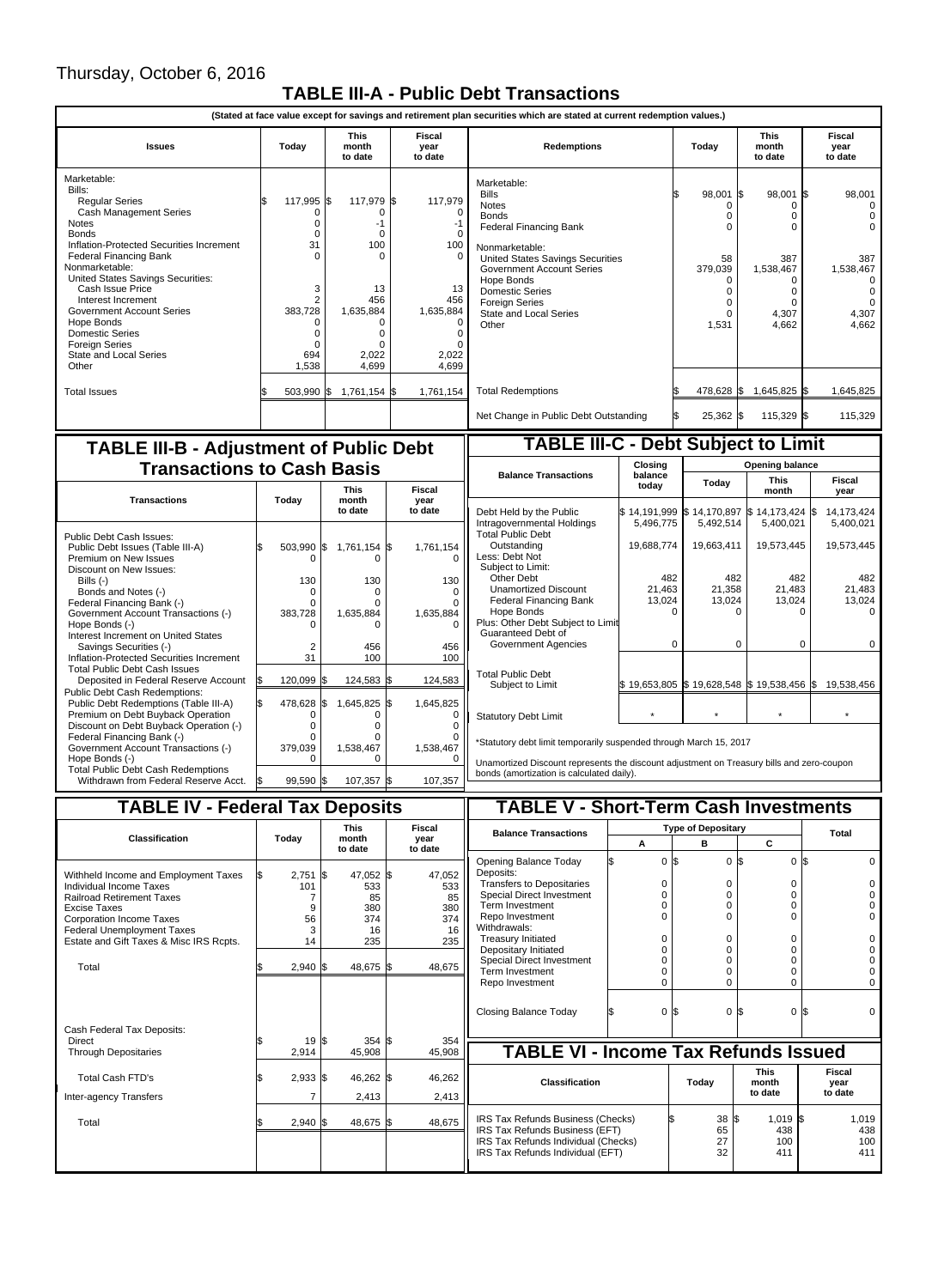Thursday, October 6, 2016

# TABLE III-A - Public Debt Transactions

(Stated at face value except for savings and retirement plan securities which are stated at current redemption values.)

| Issues | Today | This month to date | Fiscal year to date | Redemptions | Today | This month to date | Fiscal year to date |
|---|---|---|---|---|---|---|---|
| Marketable: | | | | Marketable: | | | |
| Bills: | | | | Bills | $ 98,001 | $ 98,001 | $ 98,001 |
| Regular Series | $ 117,995 | $ 117,979 | $ 117,979 | Notes | 0 | 0 | 0 |
| Cash Management Series | 0 | 0 | 0 | Bonds | 0 | 0 | 0 |
| Notes | 0 | -1 | -1 | Federal Financing Bank | 0 | 0 | 0 |
| Bonds | 0 | 0 | 0 | | | | |
| Inflation-Protected Securities Increment | 31 | 100 | 100 | Nonmarketable: | | | |
| Federal Financing Bank | 0 | 0 | 0 | United States Savings Securities | 58 | 387 | 387 |
| Nonmarketable: | | | | Government Account Series | 379,039 | 1,538,467 | 1,538,467 |
| United States Savings Securities: | | | | Hope Bonds | 0 | 0 | 0 |
| Cash Issue Price | 3 | 13 | 13 | Domestic Series | 0 | 0 | 0 |
| Interest Increment | 2 | 456 | 456 | Foreign Series | 0 | 0 | 0 |
| Government Account Series | 383,728 | 1,635,884 | 1,635,884 | State and Local Series | 0 | 4,307 | 4,307 |
| Hope Bonds | 0 | 0 | 0 | Other | 1,531 | 4,662 | 4,662 |
| Domestic Series | 0 | 0 | 0 | | | | |
| Foreign Series | 0 | 0 | 0 | | | | |
| State and Local Series | 694 | 2,022 | 2,022 | | | | |
| Other | 1,538 | 4,699 | 4,699 | | | | |
| Total Issues | $ 503,990 | $ 1,761,154 | $ 1,761,154 | Total Redemptions | $ 478,628 | $ 1,645,825 | $ 1,645,825 |
| | | | | Net Change in Public Debt Outstanding | $ 25,362 | $ 115,329 | $ 115,329 |

# TABLE III-B - Adjustment of Public Debt Transactions to Cash Basis

| Transactions | Today | This month to date | Fiscal year to date |
|---|---|---|---|
| Public Debt Cash Issues: | | | |
| Public Debt Issues (Table III-A) | $ 503,990 | $ 1,761,154 | $ 1,761,154 |
| Premium on New Issues | 0 | 0 | 0 |
| Discount on New Issues: | | | |
| Bills (-) | 130 | 130 | 130 |
| Bonds and Notes (-) | 0 | 0 | 0 |
| Federal Financing Bank (-) | 0 | 0 | 0 |
| Government Account Transactions (-) | 383,728 | 1,635,884 | 1,635,884 |
| Hope Bonds (-) | 0 | 0 | 0 |
| Interest Increment on United States Savings Securities (-) | 2 | 456 | 456 |
| Inflation-Protected Securities Increment | 31 | 100 | 100 |
| Total Public Debt Cash Issues Deposited in Federal Reserve Account | $ 120,099 | $ 124,583 | $ 124,583 |
| Public Debt Cash Redemptions: | | | |
| Public Debt Redemptions (Table III-A) | $ 478,628 | $ 1,645,825 | $ 1,645,825 |
| Premium on Debt Buyback Operation | 0 | 0 | 0 |
| Discount on Debt Buyback Operation (-) | 0 | 0 | 0 |
| Federal Financing Bank (-) | 0 | 0 | 0 |
| Government Account Transactions (-) | 379,039 | 1,538,467 | 1,538,467 |
| Hope Bonds (-) | 0 | 0 | 0 |
| Total Public Debt Cash Redemptions Withdrawn from Federal Reserve Acct. | $ 99,590 | $ 107,357 | $ 107,357 |

# TABLE III-C - Debt Subject to Limit

| Balance Transactions | Closing balance today | Opening balance Today | Opening balance This month | Opening balance Fiscal year |
|---|---|---|---|---|
| Debt Held by the Public | $ 14,191,999 | $ 14,170,897 | $ 14,173,424 | $ 14,173,424 |
| Intragovernmental Holdings | 5,496,775 | 5,492,514 | 5,400,021 | 5,400,021 |
| Total Public Debt Outstanding | 19,688,774 | 19,663,411 | 19,573,445 | 19,573,445 |
| Less: Debt Not Subject to Limit: | | | | |
| Other Debt | 482 | 482 | 482 | 482 |
| Unamortized Discount | 21,463 | 21,358 | 21,483 | 21,483 |
| Federal Financing Bank | 13,024 | 13,024 | 13,024 | 13,024 |
| Hope Bonds | 0 | 0 | 0 | 0 |
| Plus: Other Debt Subject to Limit | | | | |
| Guaranteed Debt of Government Agencies | 0 | 0 | 0 | 0 |
| Total Public Debt Subject to Limit | $ 19,653,805 | $ 19,628,548 | $ 19,538,456 | $ 19,538,456 |
| Statutory Debt Limit | * | * | * | * |

*Statutory debt limit temporarily suspended through March 15, 2017

Unamortized Discount represents the discount adjustment on Treasury bills and zero-coupon bonds (amortization is calculated daily).

# TABLE IV - Federal Tax Deposits

| Classification | Today | This month to date | Fiscal year to date |
|---|---|---|---|
| Withheld Income and Employment Taxes | $ 2,751 | $ 47,052 | $ 47,052 |
| Individual Income Taxes | 101 | 533 | 533 |
| Railroad Retirement Taxes | 7 | 85 | 85 |
| Excise Taxes | 9 | 380 | 380 |
| Corporation Income Taxes | 56 | 374 | 374 |
| Federal Unemployment Taxes | 3 | 16 | 16 |
| Estate and Gift Taxes & Misc IRS Rcpts. | 14 | 235 | 235 |
| Total | $ 2,940 | $ 48,675 | $ 48,675 |
| Cash Federal Tax Deposits: | | | |
| Direct | $ 19 | $ 354 | $ 354 |
| Through Depositaries | 2,914 | 45,908 | 45,908 |
| Total Cash FTD's | $ 2,933 | $ 46,262 | $ 46,262 |
| Inter-agency Transfers | 7 | 2,413 | 2,413 |
| Total | $ 2,940 | $ 48,675 | $ 48,675 |

# TABLE V - Short-Term Cash Investments

| Balance Transactions | Type of Depositary A | Type of Depositary B | Type of Depositary C | Total |
|---|---|---|---|---|
| Opening Balance Today | $ 0 | $ 0 | $ 0 | $ 0 |
| Deposits: | | | | |
| Transfers to Depositaries | 0 | 0 | 0 | 0 |
| Special Direct Investment | 0 | 0 | 0 | 0 |
| Term Investment | 0 | 0 | 0 | 0 |
| Repo Investment | 0 | 0 | 0 | 0 |
| Withdrawals: | | | | |
| Treasury Initiated | 0 | 0 | 0 | 0 |
| Depositary Initiated | 0 | 0 | 0 | 0 |
| Special Direct Investment | 0 | 0 | 0 | 0 |
| Term Investment | 0 | 0 | 0 | 0 |
| Repo Investment | 0 | 0 | 0 | 0 |
| Closing Balance Today | $ 0 | $ 0 | $ 0 | $ 0 |

# TABLE VI - Income Tax Refunds Issued

| Classification | Today | This month to date | Fiscal year to date |
|---|---|---|---|
| IRS Tax Refunds Business (Checks) | $ 38 | $ 1,019 | $ 1,019 |
| IRS Tax Refunds Business (EFT) | 65 | 438 | 438 |
| IRS Tax Refunds Individual (Checks) | 27 | 100 | 100 |
| IRS Tax Refunds Individual (EFT) | 32 | 411 | 411 |